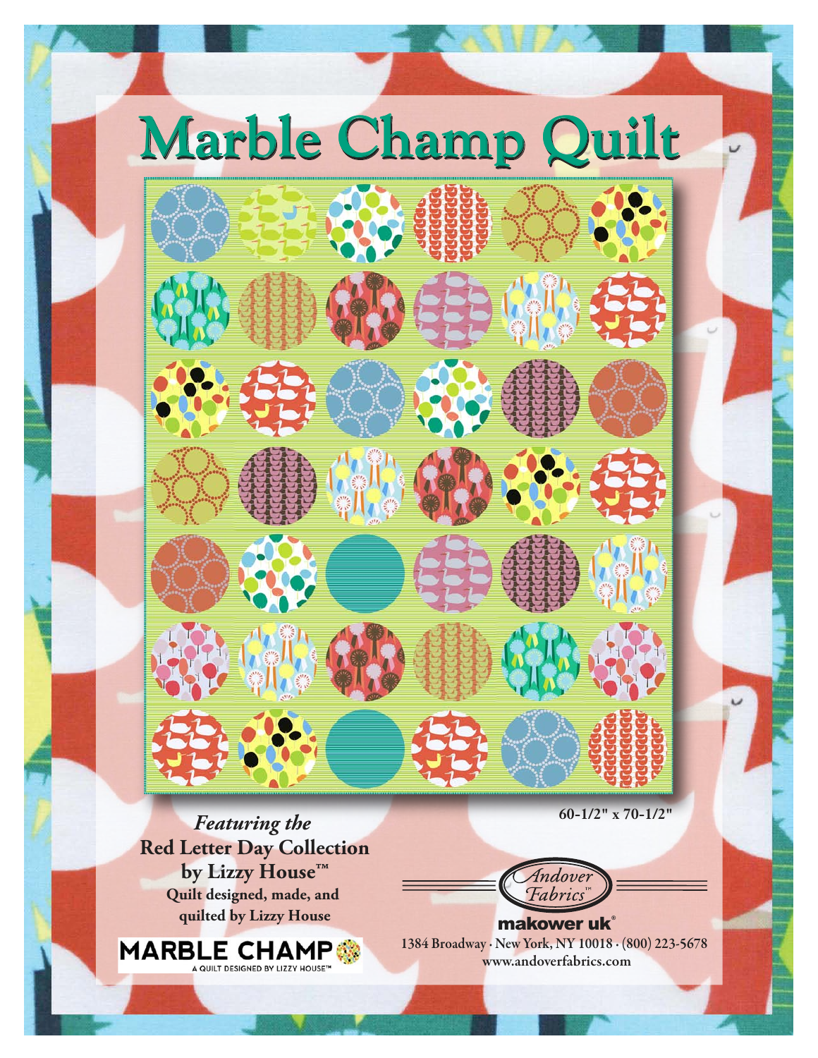# Marble Champ Quilt

60-1/2" x 70-1/2"

*Featuring the*

**Red Letter Day Collection by Lizzy House™**

**Quilt designed, made, and quilted by Lizzy House**

MARBLE CHAMP
A QUILT DESIGNED BY LIZZY HOUSE™

Andover Fabrics™

makower uk®

1384 Broadway · New York, NY 10018 · (800) 223-5678
www.andoverfabrics.com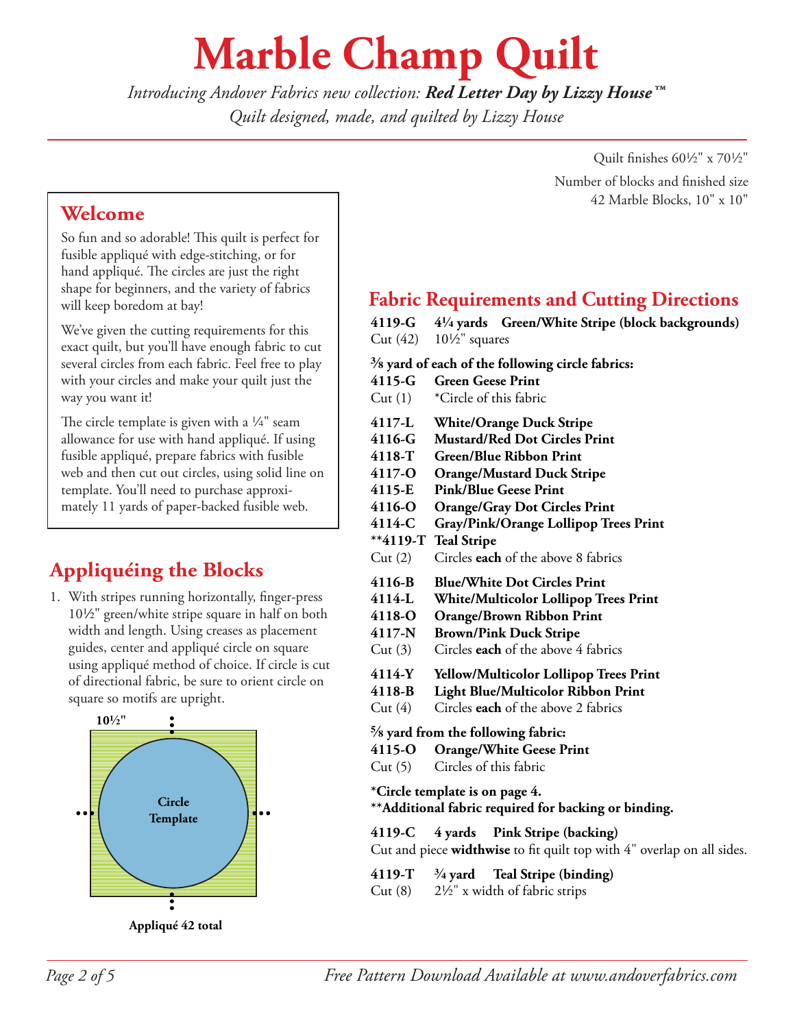# Marble Champ Quilt

*Introducing Andover Fabrics new collection: **Red Letter Day by Lizzy House™***
*Quilt designed, made, and quilted by Lizzy House*

Quilt finishes 60½" x 70½"

Number of blocks and finished size
42 Marble Blocks, 10" x 10"

## Welcome

So fun and so adorable! This quilt is perfect for fusible appliqué with edge-stitching, or for hand appliqué. The circles are just the right shape for beginners, and the variety of fabrics will keep boredom at bay!

We've given the cutting requirements for this exact quilt, but you'll have enough fabric to cut several circles from each fabric. Feel free to play with your circles and make your quilt just the way you want it!

The circle template is given with a ¼" seam allowance for use with hand appliqué. If using fusible appliqué, prepare fabrics with fusible web and then cut out circles, using solid line on template. You'll need to purchase approximately 11 yards of paper-backed fusible web.

## Fabric Requirements and Cutting Directions

**4119-G 4¼ yards Green/White Stripe (block backgrounds)**
Cut (42) 10½" squares

**⅜ yard of each of the following circle fabrics:**

**4115-G Green Geese Print**
Cut (1) *Circle of this fabric

**4117-L White/Orange Duck Stripe**
**4116-G Mustard/Red Dot Circles Print**
**4118-T Green/Blue Ribbon Print**
**4117-O Orange/Mustard Duck Stripe**
**4115-E Pink/Blue Geese Print**
**4116-O Orange/Gray Dot Circles Print**
**4114-C Gray/Pink/Orange Lollipop Trees Print**
****4119-T Teal Stripe**
Cut (2) Circles **each** of the above 8 fabrics

**4116-B Blue/White Dot Circles Print**
**4114-L White/Multicolor Lollipop Trees Print**
**4118-O Orange/Brown Ribbon Print**
**4117-N Brown/Pink Duck Stripe**
Cut (3) Circles **each** of the above 4 fabrics

**4114-Y Yellow/Multicolor Lollipop Trees Print**
**4118-B Light Blue/Multicolor Ribbon Print**
Cut (4) Circles **each** of the above 2 fabrics

**⅝ yard from the following fabric:**

**4115-O Orange/White Geese Print**
Cut (5) Circles of this fabric

***Circle template is on page 4.**
****Additional fabric required for backing or binding.**

**4119-C 4 yards Pink Stripe (backing)**
Cut and piece **widthwise** to fit quilt top with 4" overlap on all sides.

**4119-T ¾ yard Teal Stripe (binding)**
Cut (8) 2½" x width of fabric strips

## Appliquéing the Blocks

1. With stripes running horizontally, finger-press 10½" green/white stripe square in half on both width and length. Using creases as placement guides, center and appliqué circle on square using appliqué method of choice. If circle is cut of directional fabric, be sure to orient circle on square so motifs are upright.

10½"

Circle Template

**Appliqué 42 total**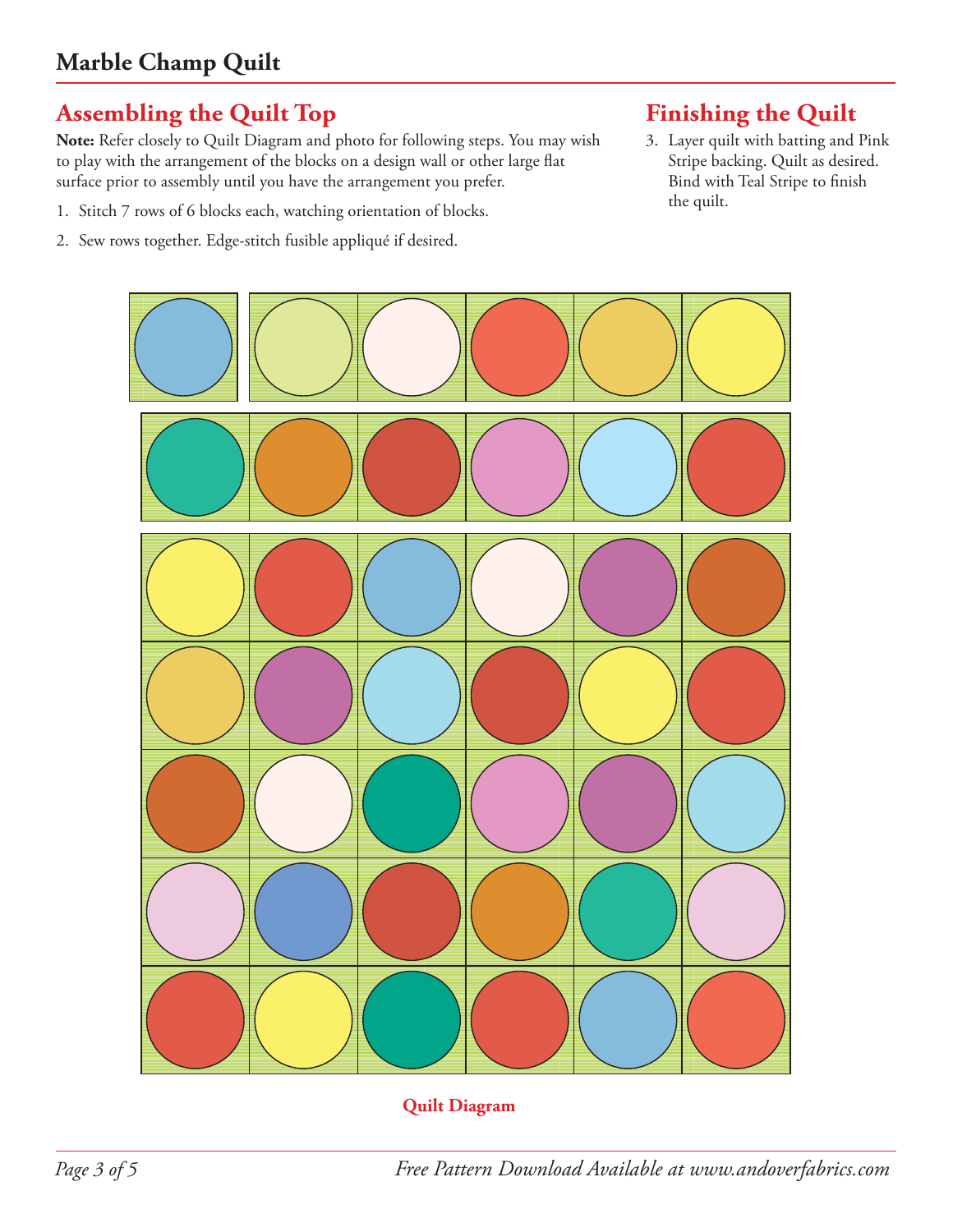# Marble Champ Quilt

## Assembling the Quilt Top

**Note:** Refer closely to Quilt Diagram and photo for following steps. You may wish to play with the arrangement of the blocks on a design wall or other large flat surface prior to assembly until you have the arrangement you prefer.

1. Stitch 7 rows of 6 blocks each, watching orientation of blocks.
2. Sew rows together. Edge-stitch fusible appliqué if desired.

## Finishing the Quilt

3. Layer quilt with batting and Pink Stripe backing. Quilt as desired. Bind with Teal Stripe to finish the quilt.

**Quilt Diagram**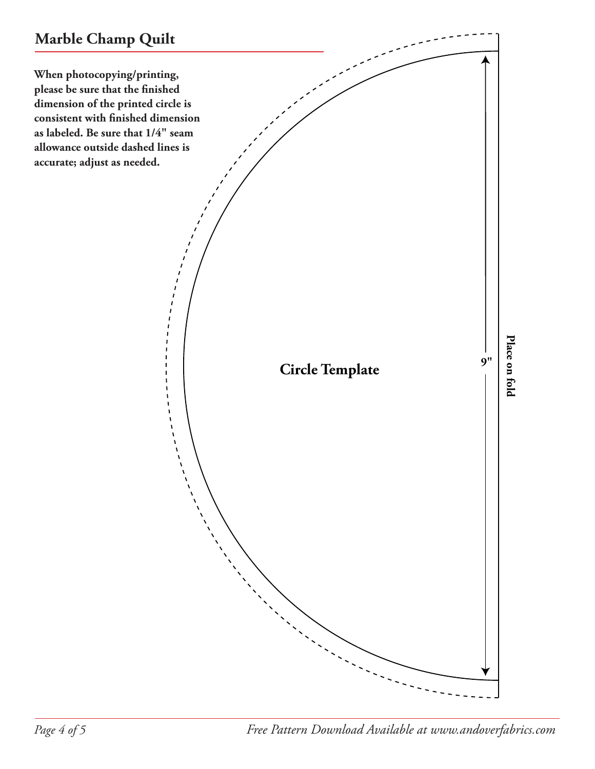## Marble Champ Quilt

**When photocopying/printing, please be sure that the finished dimension of the printed circle is consistent with finished dimension as labeled. Be sure that 1/4" seam allowance outside dashed lines is accurate; adjust as needed.**

**Circle Template**

**9"**

**Place on fold**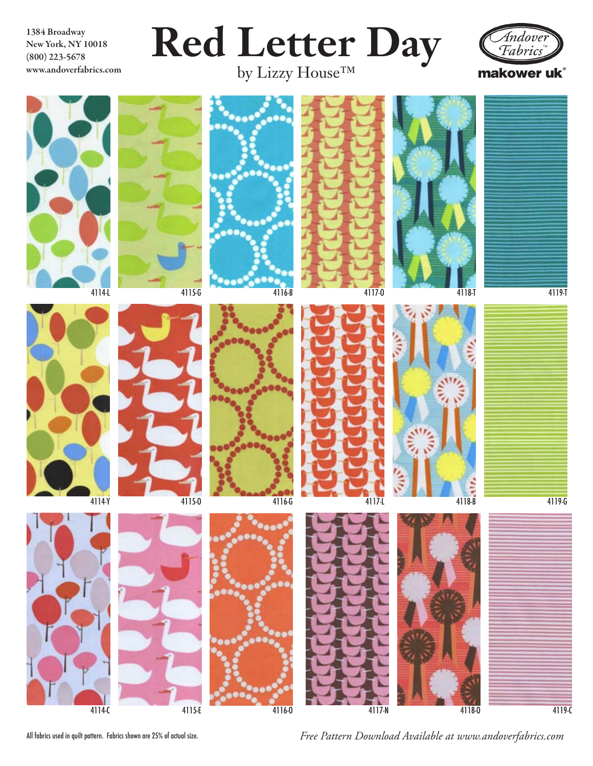1384 Broadway
New York, NY 10018
(800) 223-5678
www.andoverfabrics.com

# Red Letter Day

by Lizzy House™

Andover Fabrics™
makower uk®

4114-L
4115-G
4116-B
4117-O
4118-T
4119-T

4114-Y
4115-O
4116-G
4117-L
4118-B
4119-G

4114-C
4115-E
4116-O
4117-N
4118-O
4119-C

All fabrics used in quilt pattern. Fabrics shown are 25% of actual size.

*Free Pattern Download Available at www.andoverfabrics.com*